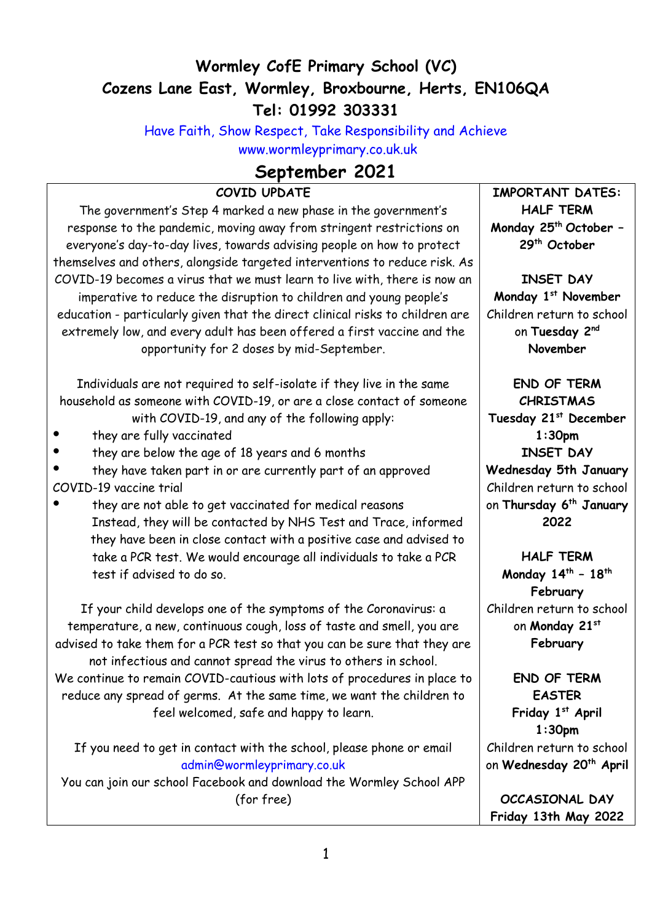# Wormley CofE Primary School (VC)
# Cozens Lane East, Wormley, Broxbourne, Herts, EN106QA
# Tel: 01992 303331

Have Faith, Show Respect, Take Responsibility and Achieve

www.wormleyprimary.co.uk.uk

## September 2021

### COVID UPDATE

The government's Step 4 marked a new phase in the government's response to the pandemic, moving away from stringent restrictions on everyone's day-to-day lives, towards advising people on how to protect themselves and others, alongside targeted interventions to reduce risk. As COVID-19 becomes a virus that we must learn to live with, there is now an imperative to reduce the disruption to children and young people's education - particularly given that the direct clinical risks to children are extremely low, and every adult has been offered a first vaccine and the opportunity for 2 doses by mid-September.

Individuals are not required to self-isolate if they live in the same household as someone with COVID-19, or are a close contact of someone with COVID-19, and any of the following apply:

- they are fully vaccinated
- they are below the age of 18 years and 6 months
- they have taken part in or are currently part of an approved COVID-19 vaccine trial
- they are not able to get vaccinated for medical reasons

Instead, they will be contacted by NHS Test and Trace, informed they have been in close contact with a positive case and advised to take a PCR test. We would encourage all individuals to take a PCR test if advised to do so.

If your child develops one of the symptoms of the Coronavirus: a temperature, a new, continuous cough, loss of taste and smell, you are advised to take them for a PCR test so that you can be sure that they are not infectious and cannot spread the virus to others in school. We continue to remain COVID-cautious with lots of procedures in place to reduce any spread of germs. At the same time, we want the children to feel welcomed, safe and happy to learn.

If you need to get in contact with the school, please phone or email admin@wormleyprimary.co.uk

You can join our school Facebook and download the Wormley School APP (for free)

### IMPORTANT DATES:

**HALF TERM**
**Monday 25th October – 29th October**

**INSET DAY**
**Monday 1st November**
Children return to school on **Tuesday 2nd November**

**END OF TERM CHRISTMAS**
**Tuesday 21st December 1:30pm**

**INSET DAY**
**Wednesday 5th January**
Children return to school on **Thursday 6th January 2022**

**HALF TERM**
**Monday 14th – 18th February**
Children return to school on **Monday 21st February**

**END OF TERM EASTER**
**Friday 1st April 1:30pm**
Children return to school on **Wednesday 20th April**

***OCCASIONAL DAY***
**Friday 13th May 2022**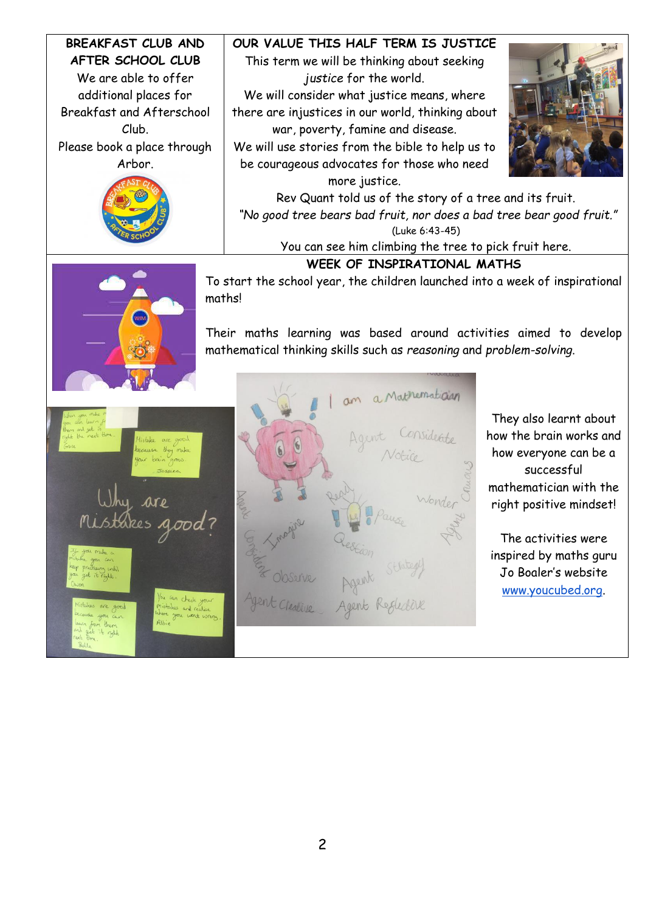## BREAKFAST CLUB AND AFTER SCHOOL CLUB

We are able to offer additional places for Breakfast and Afterschool Club.

Please book a place through Arbor.

## OUR VALUE THIS HALF TERM IS JUSTICE

This term we will be thinking about seeking *justice* for the world.

We will consider what justice means, where there are injustices in our world, thinking about war, poverty, famine and disease.

We will use stories from the bible to help us to be courageous advocates for those who need more justice.

Rev Quant told us of the story of a tree and its fruit.

*"No good tree bears bad fruit, nor does a bad tree bear good fruit."*

(Luke 6:43-45)

You can see him climbing the tree to pick fruit here.

## WEEK OF INSPIRATIONAL MATHS

To start the school year, the children launched into a week of inspirational maths!

Their maths learning was based around activities aimed to develop mathematical thinking skills such as *reasoning* and *problem-solving*.

They also learnt about how the brain works and how everyone can be a successful mathematician with the right positive mindset!

The activities were inspired by maths guru Jo Boaler's website [www.youcubed.org](http://www.youcubed.org).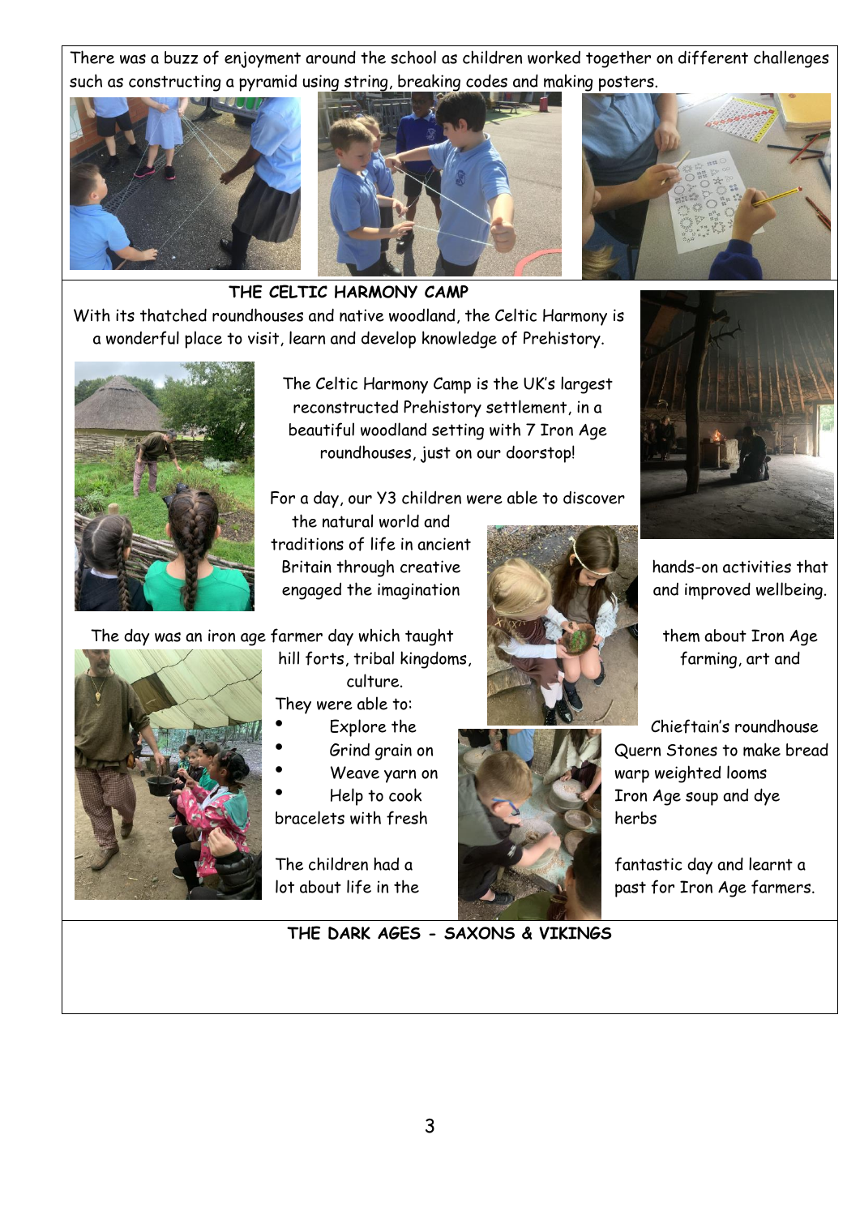There was a buzz of enjoyment around the school as children worked together on different challenges such as constructing a pyramid using string, breaking codes and making posters.

## THE CELTIC HARMONY CAMP

With its thatched roundhouses and native woodland, the Celtic Harmony is a wonderful place to visit, learn and develop knowledge of Prehistory.

The Celtic Harmony Camp is the UK's largest reconstructed Prehistory settlement, in a beautiful woodland setting with 7 Iron Age roundhouses, just on our doorstop!

For a day, our Y3 children were able to discover the natural world and traditions of life in ancient Britain through creative hands-on activities that engaged the imagination and improved wellbeing.

The day was an iron age farmer day which taught them about Iron Age hill forts, tribal kingdoms, farming, art and culture.

They were able to:

- Explore the Chieftain's roundhouse
- Grind grain on Quern Stones to make bread
- Weave yarn on warp weighted looms
- Help to cook Iron Age soup and dye bracelets with fresh herbs

The children had a fantastic day and learnt a lot about life in the past for Iron Age farmers.

## THE DARK AGES - SAXONS & VIKINGS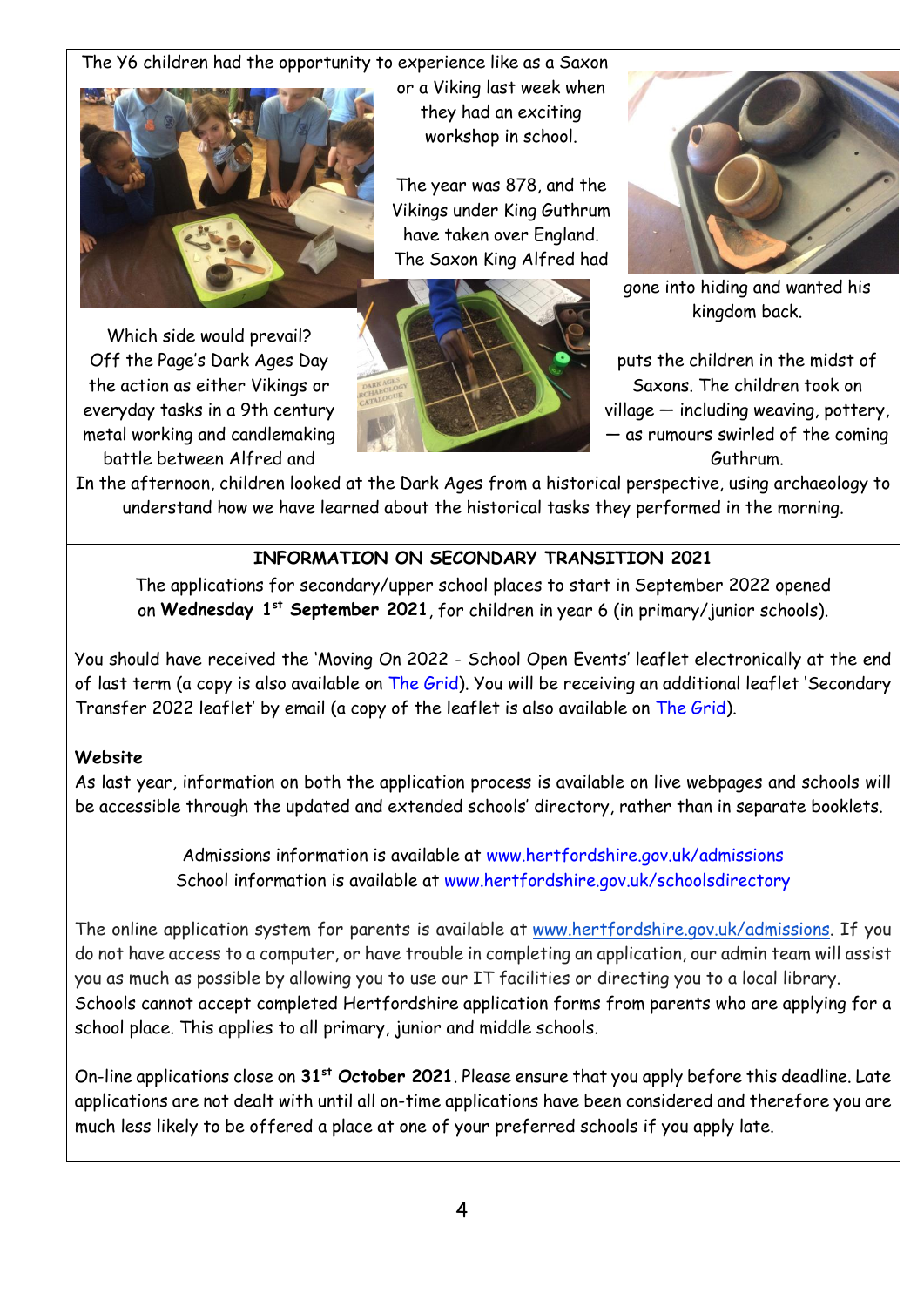The Y6 children had the opportunity to experience like as a Saxon or a Viking last week when they had an exciting workshop in school.

The year was 878, and the Vikings under King Guthrum have taken over England. The Saxon King Alfred had gone into hiding and wanted his kingdom back.

Which side would prevail? Off the Page's Dark Ages Day puts the children in the midst of the action as either Vikings or Saxons. The children took on everyday tasks in a 9th century village — including weaving, pottery, metal working and candlemaking — as rumours swirled of the coming battle between Alfred and Guthrum.

In the afternoon, children looked at the Dark Ages from a historical perspective, using archaeology to understand how we have learned about the historical tasks they performed in the morning.

## INFORMATION ON SECONDARY TRANSITION 2021

The applications for secondary/upper school places to start in September 2022 opened on **Wednesday 1st September 2021**, for children in year 6 (in primary/junior schools).

You should have received the 'Moving On 2022 - School Open Events' leaflet electronically at the end of last term (a copy is also available on The Grid). You will be receiving an additional leaflet 'Secondary Transfer 2022 leaflet' by email (a copy of the leaflet is also available on The Grid).

**Website**

As last year, information on both the application process is available on live webpages and schools will be accessible through the updated and extended schools' directory, rather than in separate booklets.

Admissions information is available at www.hertfordshire.gov.uk/admissions
School information is available at www.hertfordshire.gov.uk/schoolsdirectory

The online application system for parents is available at www.hertfordshire.gov.uk/admissions. If you do not have access to a computer, or have trouble in completing an application, our admin team will assist you as much as possible by allowing you to use our IT facilities or directing you to a local library.
Schools cannot accept completed Hertfordshire application forms from parents who are applying for a school place. This applies to all primary, junior and middle schools.

On-line applications close on **31st October 2021**. Please ensure that you apply before this deadline. Late applications are not dealt with until all on-time applications have been considered and therefore you are much less likely to be offered a place at one of your preferred schools if you apply late.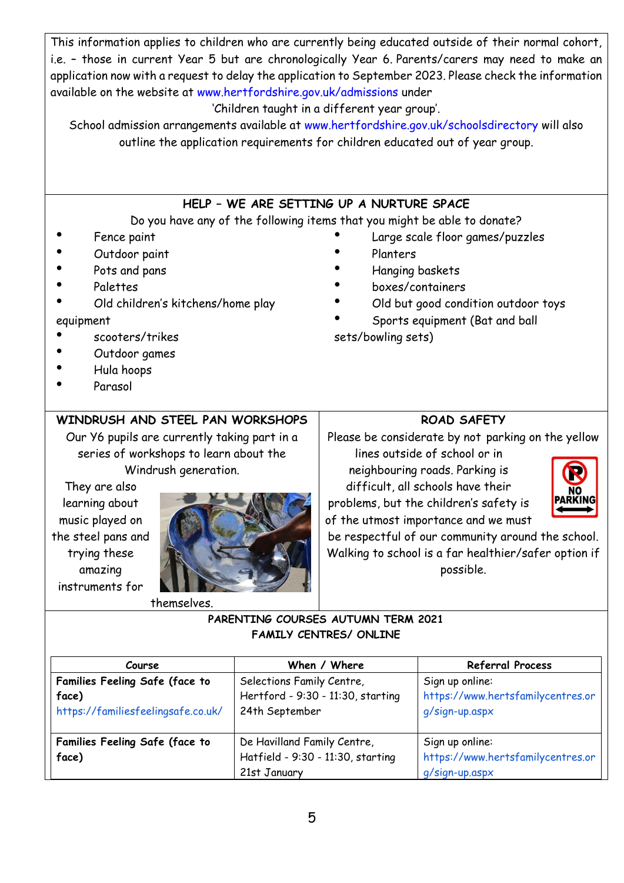This information applies to children who are currently being educated outside of their normal cohort, i.e. – those in current Year 5 but are chronologically Year 6. Parents/carers may need to make an application now with a request to delay the application to September 2023. Please check the information available on the website at www.hertfordshire.gov.uk/admissions under 'Children taught in a different year group'.

School admission arrangements available at www.hertfordshire.gov.uk/schoolsdirectory will also outline the application requirements for children educated out of year group.

## HELP – WE ARE SETTING UP A NURTURE SPACE

Do you have any of the following items that you might be able to donate?

- Fence paint
- Outdoor paint
- Pots and pans
- Palettes
- Old children's kitchens/home play equipment
- scooters/trikes
- Outdoor games
- Hula hoops
- Parasol
- Large scale floor games/puzzles
- Planters
- Hanging baskets
- boxes/containers
- Old but good condition outdoor toys
- Sports equipment (Bat and ball sets/bowling sets)

## WINDRUSH AND STEEL PAN WORKSHOPS

Our Y6 pupils are currently taking part in a series of workshops to learn about the Windrush generation.

They are also learning about music played on the steel pans and trying these amazing instruments for themselves.

## ROAD SAFETY

Please be considerate by not parking on the yellow lines outside of school or in neighbouring roads. Parking is difficult, all schools have their problems, but the children's safety is of the utmost importance and we must be respectful of our community around the school. Walking to school is a far healthier/safer option if possible.

## PARENTING COURSES AUTUMN TERM 2021
## FAMILY CENTRES/ ONLINE

| Course | When / Where | Referral Process |
|---|---|---|
| **Families Feeling Safe (face to face)** https://familiesfeelingsafe.co.uk/ | Selections Family Centre, Hertford - 9:30 - 11:30, starting 24th September | Sign up online: https://www.hertsfamilycentres.org/sign-up.aspx |
| **Families Feeling Safe (face to face)** | De Havilland Family Centre, Hatfield - 9:30 - 11:30, starting 21st January | Sign up online: https://www.hertsfamilycentres.org/sign-up.aspx |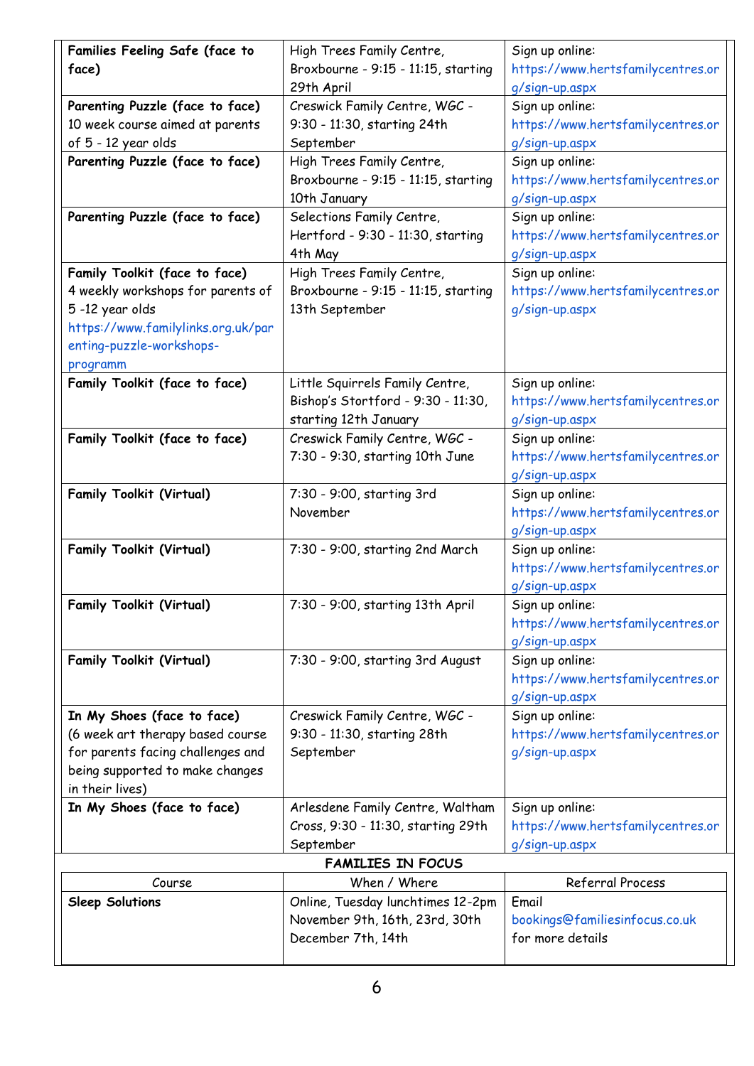| | | |
|---|---|---|
| **Families Feeling Safe (face to face)** | High Trees Family Centre, Broxbourne - 9:15 - 11:15, starting 29th April | Sign up online: https://www.hertsfamilycentres.org/sign-up.aspx |
| **Parenting Puzzle (face to face)** 10 week course aimed at parents of 5 - 12 year olds | Creswick Family Centre, WGC - 9:30 - 11:30, starting 24th September | Sign up online: https://www.hertsfamilycentres.org/sign-up.aspx |
| **Parenting Puzzle (face to face)** | High Trees Family Centre, Broxbourne - 9:15 - 11:15, starting 10th January | Sign up online: https://www.hertsfamilycentres.org/sign-up.aspx |
| **Parenting Puzzle (face to face)** | Selections Family Centre, Hertford - 9:30 - 11:30, starting 4th May | Sign up online: https://www.hertsfamilycentres.org/sign-up.aspx |
| **Family Toolkit (face to face)** 4 weekly workshops for parents of 5 -12 year olds https://www.familylinks.org.uk/parenting-puzzle-workshops-programm | High Trees Family Centre, Broxbourne - 9:15 - 11:15, starting 13th September | Sign up online: https://www.hertsfamilycentres.org/sign-up.aspx |
| **Family Toolkit (face to face)** | Little Squirrels Family Centre, Bishop's Stortford - 9:30 - 11:30, starting 12th January | Sign up online: https://www.hertsfamilycentres.org/sign-up.aspx |
| **Family Toolkit (face to face)** | Creswick Family Centre, WGC - 7:30 - 9:30, starting 10th June | Sign up online: https://www.hertsfamilycentres.org/sign-up.aspx |
| **Family Toolkit (Virtual)** | 7:30 - 9:00, starting 3rd November | Sign up online: https://www.hertsfamilycentres.org/sign-up.aspx |
| **Family Toolkit (Virtual)** | 7:30 - 9:00, starting 2nd March | Sign up online: https://www.hertsfamilycentres.org/sign-up.aspx |
| **Family Toolkit (Virtual)** | 7:30 - 9:00, starting 13th April | Sign up online: https://www.hertsfamilycentres.org/sign-up.aspx |
| **Family Toolkit (Virtual)** | 7:30 - 9:00, starting 3rd August | Sign up online: https://www.hertsfamilycentres.org/sign-up.aspx |
| **In My Shoes (face to face)** (6 week art therapy based course for parents facing challenges and being supported to make changes in their lives) | Creswick Family Centre, WGC - 9:30 - 11:30, starting 28th September | Sign up online: https://www.hertsfamilycentres.org/sign-up.aspx |
| **In My Shoes (face to face)** | Arlesdene Family Centre, Waltham Cross, 9:30 - 11:30, starting 29th September | Sign up online: https://www.hertsfamilycentres.org/sign-up.aspx |

**FAMILIES IN FOCUS**

| Course | When / Where | Referral Process |
|---|---|---|
| **Sleep Solutions** | Online, Tuesday lunchtimes 12-2pm November 9th, 16th, 23rd, 30th December 7th, 14th | Email bookings@familiesinfocus.co.uk for more details |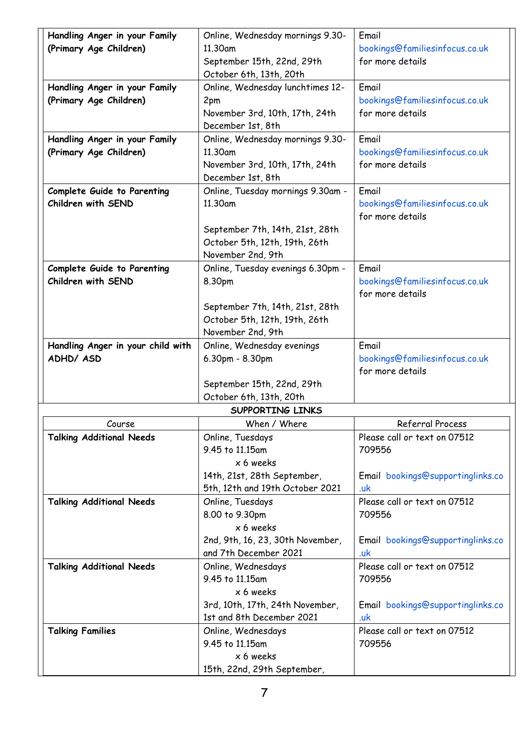| | | |
|---|---|---|
| **Handling Anger in your Family (Primary Age Children)** | Online, Wednesday mornings 9.30-11.30am<br>September 15th, 22nd, 29th<br>October 6th, 13th, 20th | Email bookings@familiesinfocus.co.uk for more details |
| **Handling Anger in your Family (Primary Age Children)** | Online, Wednesday lunchtimes 12-2pm<br>November 3rd, 10th, 17th, 24th<br>December 1st, 8th | Email bookings@familiesinfocus.co.uk for more details |
| **Handling Anger in your Family (Primary Age Children)** | Online, Wednesday mornings 9.30-11.30am<br>November 3rd, 10th, 17th, 24th<br>December 1st, 8th | Email bookings@familiesinfocus.co.uk for more details |
| **Complete Guide to Parenting Children with SEND** | Online, Tuesday mornings 9.30am - 11.30am<br><br>September 7th, 14th, 21st, 28th<br>October 5th, 12th, 19th, 26th<br>November 2nd, 9th | Email bookings@familiesinfocus.co.uk for more details |
| **Complete Guide to Parenting Children with SEND** | Online, Tuesday evenings 6.30pm - 8.30pm<br><br>September 7th, 14th, 21st, 28th<br>October 5th, 12th, 19th, 26th<br>November 2nd, 9th | Email bookings@familiesinfocus.co.uk for more details |
| **Handling Anger in your child with ADHD/ ASD** | Online, Wednesday evenings 6.30pm - 8.30pm<br><br>September 15th, 22nd, 29th<br>October 6th, 13th, 20th | Email bookings@familiesinfocus.co.uk for more details |

**SUPPORTING LINKS**

| Course | When / Where | Referral Process |
|---|---|---|
| **Talking Additional Needs** | Online, Tuesdays<br>9.45 to 11.15am<br>x 6 weeks<br>14th, 21st, 28th September, 5th, 12th and 19th October 2021 | Please call or text on 07512 709556<br><br>Email bookings@supportinglinks.co.uk |
| **Talking Additional Needs** | Online, Tuesdays<br>8.00 to 9.30pm<br>x 6 weeks<br>2nd, 9th, 16, 23, 30th November, and 7th December 2021 | Please call or text on 07512 709556<br><br>Email bookings@supportinglinks.co.uk |
| **Talking Additional Needs** | Online, Wednesdays<br>9.45 to 11.15am<br>x 6 weeks<br>3rd, 10th, 17th, 24th November, 1st and 8th December 2021 | Please call or text on 07512 709556<br><br>Email bookings@supportinglinks.co.uk |
| **Talking Families** | Online, Wednesdays<br>9.45 to 11.15am<br>x 6 weeks<br>15th, 22nd, 29th September, | Please call or text on 07512 709556 |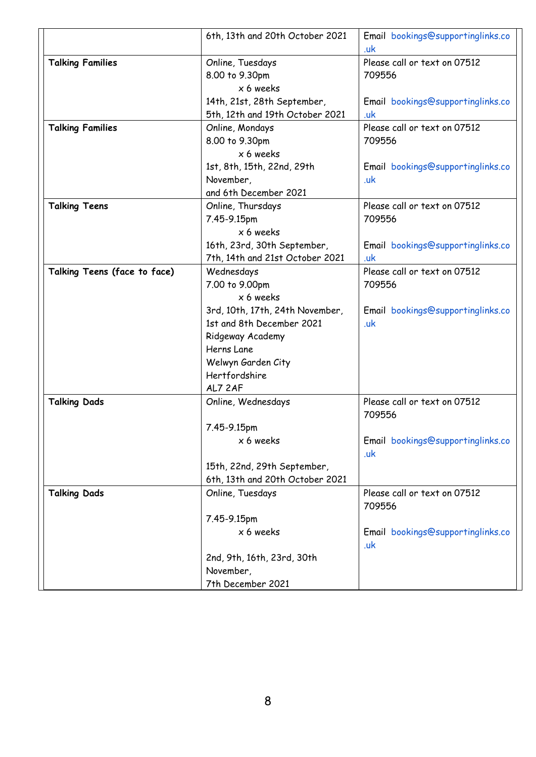| | | |
|---|---|---|
| | 6th, 13th and 20th October 2021 | Email bookings@supportinglinks.co.uk |
| **Talking Families** | Online, Tuesdays<br>8.00 to 9.30pm<br>x 6 weeks<br>14th, 21st, 28th September, 5th, 12th and 19th October 2021 | Please call or text on 07512 709556<br><br>Email bookings@supportinglinks.co.uk |
| **Talking Families** | Online, Mondays<br>8.00 to 9.30pm<br>x 6 weeks<br>1st, 8th, 15th, 22nd, 29th November,<br>and 6th December 2021 | Please call or text on 07512 709556<br><br>Email bookings@supportinglinks.co.uk |
| **Talking Teens** | Online, Thursdays<br>7.45-9.15pm<br>x 6 weeks<br>16th, 23rd, 30th September, 7th, 14th and 21st October 2021 | Please call or text on 07512 709556<br><br>Email bookings@supportinglinks.co.uk |
| **Talking Teens (face to face)** | Wednesdays<br>7.00 to 9.00pm<br>x 6 weeks<br>3rd, 10th, 17th, 24th November, 1st and 8th December 2021<br>Ridgeway Academy<br>Herns Lane<br>Welwyn Garden City<br>Hertfordshire<br>AL7 2AF | Please call or text on 07512 709556<br><br>Email bookings@supportinglinks.co.uk |
| **Talking Dads** | Online, Wednesdays<br><br>7.45-9.15pm<br>x 6 weeks<br><br>15th, 22nd, 29th September, 6th, 13th and 20th October 2021 | Please call or text on 07512 709556<br><br>Email bookings@supportinglinks.co.uk |
| **Talking Dads** | Online, Tuesdays<br><br>7.45-9.15pm<br>x 6 weeks<br><br>2nd, 9th, 16th, 23rd, 30th November,<br>7th December 2021 | Please call or text on 07512 709556<br><br>Email bookings@supportinglinks.co.uk |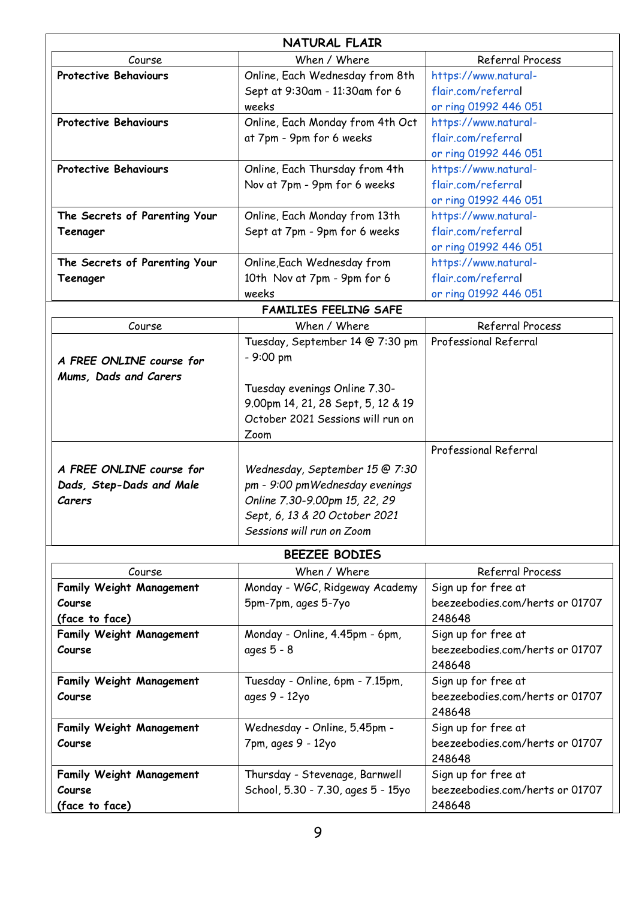## NATURAL FLAIR

| Course | When / Where | Referral Process |
|---|---|---|
| **Protective Behaviours** | Online, Each Wednesday from 8th Sept at 9:30am - 11:30am for 6 weeks | https://www.natural-flair.com/referral or ring 01992 446 051 |
| **Protective Behaviours** | Online, Each Monday from 4th Oct at 7pm - 9pm for 6 weeks | https://www.natural-flair.com/referral or ring 01992 446 051 |
| **Protective Behaviours** | Online, Each Thursday from 4th Nov at 7pm - 9pm for 6 weeks | https://www.natural-flair.com/referral or ring 01992 446 051 |
| **The Secrets of Parenting Your Teenager** | Online, Each Monday from 13th Sept at 7pm - 9pm for 6 weeks | https://www.natural-flair.com/referral or ring 01992 446 051 |
| **The Secrets of Parenting Your Teenager** | Online,Each Wednesday from 10th Nov at 7pm - 9pm for 6 weeks | https://www.natural-flair.com/referral or ring 01992 446 051 |

## FAMILIES FEELING SAFE

| Course | When / Where | Referral Process |
|---|---|---|
| ***A FREE ONLINE course for Mums, Dads and Carers*** | Tuesday, September 14 @ 7:30 pm - 9:00 pm<br><br>Tuesday evenings Online 7.30-9.00pm 14, 21, 28 Sept, 5, 12 & 19 October 2021 Sessions will run on Zoom | Professional Referral |
| ***A FREE ONLINE course for Dads, Step-Dads and Male Carers*** | *Wednesday, September 15 @ 7:30 pm - 9:00 pmWednesday evenings Online 7.30-9.00pm 15, 22, 29 Sept, 6, 13 & 20 October 2021 Sessions will run on Zoom* | Professional Referral |

## BEEZEE BODIES

| Course | When / Where | Referral Process |
|---|---|---|
| **Family Weight Management Course (face to face)** | Monday - WGC, Ridgeway Academy 5pm-7pm, ages 5-7yo | Sign up for free at beezeebodies.com/herts or 01707 248648 |
| **Family Weight Management Course** | Monday - Online, 4.45pm - 6pm, ages 5 - 8 | Sign up for free at beezeebodies.com/herts or 01707 248648 |
| **Family Weight Management Course** | Tuesday - Online, 6pm - 7.15pm, ages 9 - 12yo | Sign up for free at beezeebodies.com/herts or 01707 248648 |
| **Family Weight Management Course** | Wednesday - Online, 5.45pm - 7pm, ages 9 - 12yo | Sign up for free at beezeebodies.com/herts or 01707 248648 |
| **Family Weight Management Course (face to face)** | Thursday - Stevenage, Barnwell School, 5.30 - 7.30, ages 5 - 15yo | Sign up for free at beezeebodies.com/herts or 01707 248648 |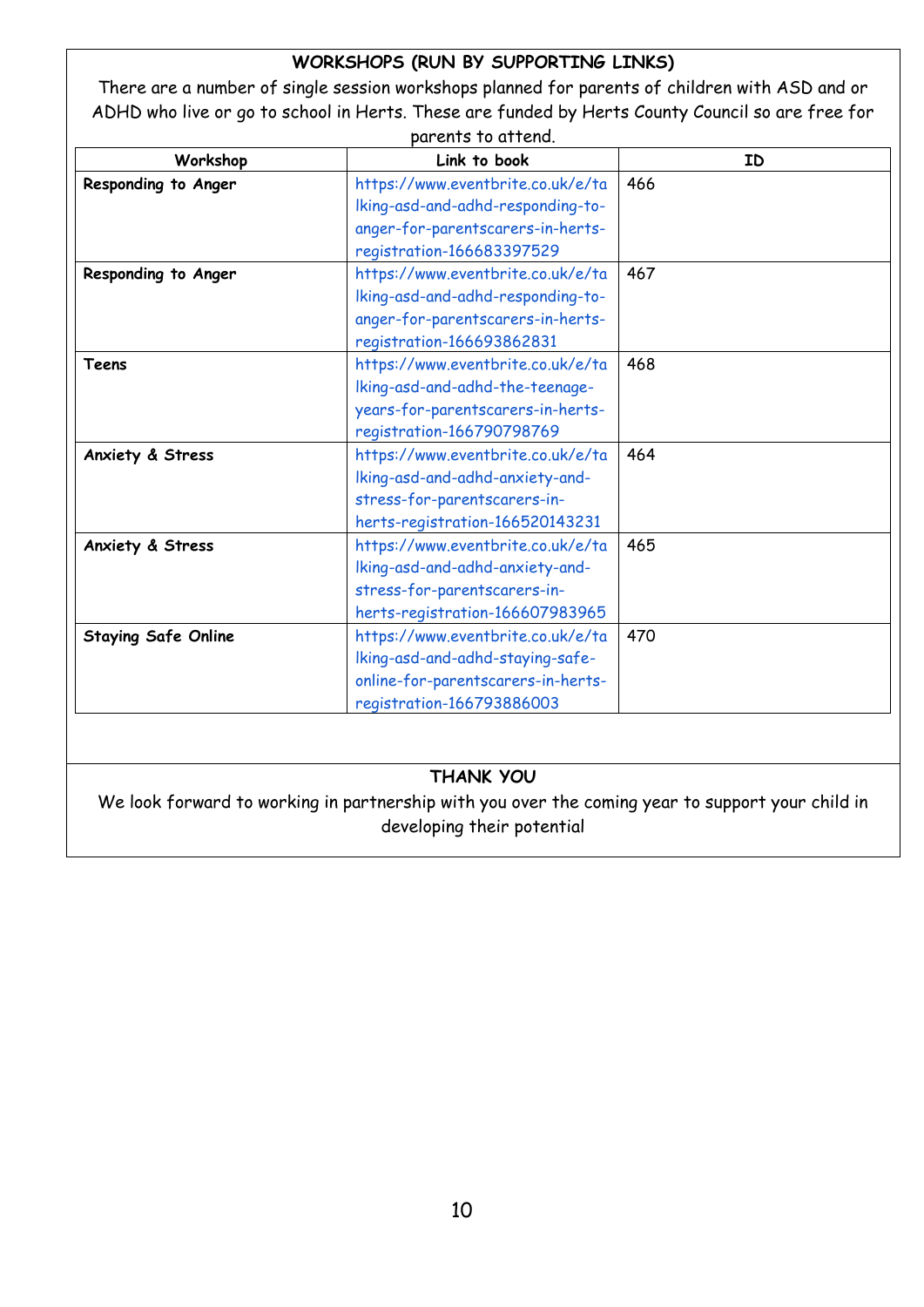**WORKSHOPS (RUN BY SUPPORTING LINKS)**

There are a number of single session workshops planned for parents of children with ASD and or ADHD who live or go to school in Herts. These are funded by Herts County Council so are free for parents to attend.

| Workshop | Link to book | ID |
|---|---|---|
| **Responding to Anger** | https://www.eventbrite.co.uk/e/talking-asd-and-adhd-responding-to-anger-for-parentscarers-in-herts-registration-166683397529 | 466 |
| **Responding to Anger** | https://www.eventbrite.co.uk/e/talking-asd-and-adhd-responding-to-anger-for-parentscarers-in-herts-registration-166693862831 | 467 |
| **Teens** | https://www.eventbrite.co.uk/e/talking-asd-and-adhd-the-teenage-years-for-parentscarers-in-herts-registration-166790798769 | 468 |
| **Anxiety & Stress** | https://www.eventbrite.co.uk/e/talking-asd-and-adhd-anxiety-and-stress-for-parentscarers-in-herts-registration-166520143231 | 464 |
| **Anxiety & Stress** | https://www.eventbrite.co.uk/e/talking-asd-and-adhd-anxiety-and-stress-for-parentscarers-in-herts-registration-166607983965 | 465 |
| **Staying Safe Online** | https://www.eventbrite.co.uk/e/talking-asd-and-adhd-staying-safe-online-for-parentscarers-in-herts-registration-166793886003 | 470 |

**THANK YOU**

We look forward to working in partnership with you over the coming year to support your child in developing their potential